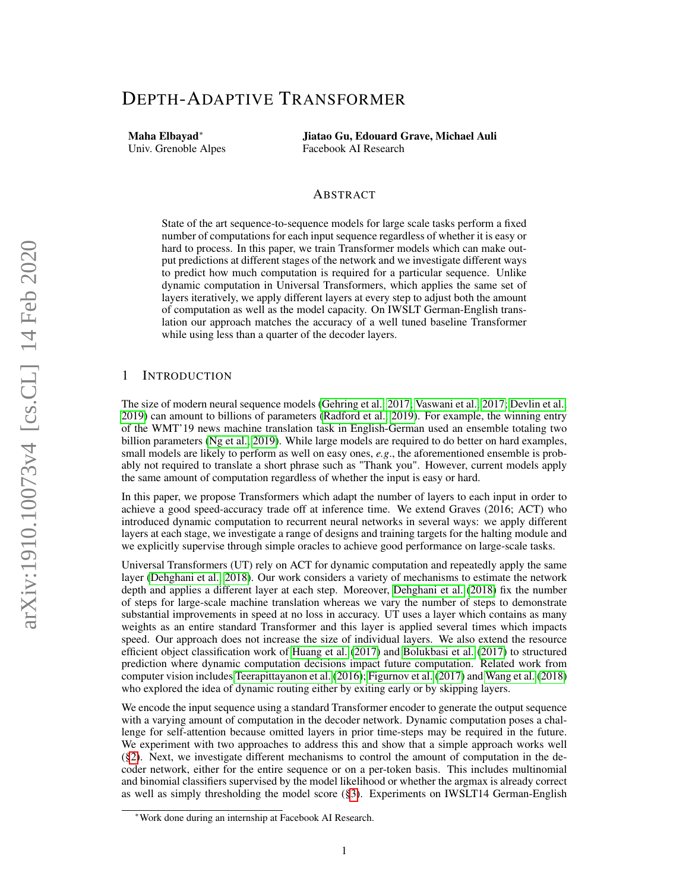# DEPTH-ADAPTIVE TRANSFORMER

**Maha Elbayad**[*]
Univ. Grenoble Alpes

**Jiatao Gu, Edouard Grave, Michael Auli**
Facebook AI Research

## ABSTRACT

State of the art sequence-to-sequence models for large scale tasks perform a fixed number of computations for each input sequence regardless of whether it is easy or hard to process. In this paper, we train Transformer models which can make output predictions at different stages of the network and we investigate different ways to predict how much computation is required for a particular sequence. Unlike dynamic computation in Universal Transformers, which applies the same set of layers iteratively, we apply different layers at every step to adjust both the amount of computation as well as the model capacity. On IWSLT German-English translation our approach matches the accuracy of a well tuned baseline Transformer while using less than a quarter of the decoder layers.

## 1 INTRODUCTION

The size of modern neural sequence models (Gehring et al., 2017; Vaswani et al., 2017; Devlin et al., 2019) can amount to billions of parameters (Radford et al., 2019). For example, the winning entry of the WMT'19 news machine translation task in English-German used an ensemble totaling two billion parameters (Ng et al., 2019). While large models are required to do better on hard examples, small models are likely to perform as well on easy ones, *e.g.*, the aforementioned ensemble is probably not required to translate a short phrase such as "Thank you". However, current models apply the same amount of computation regardless of whether the input is easy or hard.

In this paper, we propose Transformers which adapt the number of layers to each input in order to achieve a good speed-accuracy trade off at inference time. We extend Graves (2016; ACT) who introduced dynamic computation to recurrent neural networks in several ways: we apply different layers at each stage, we investigate a range of designs and training targets for the halting module and we explicitly supervise through simple oracles to achieve good performance on large-scale tasks.

Universal Transformers (UT) rely on ACT for dynamic computation and repeatedly apply the same layer (Dehghani et al., 2018). Our work considers a variety of mechanisms to estimate the network depth and applies a different layer at each step. Moreover, Dehghani et al. (2018) fix the number of steps for large-scale machine translation whereas we vary the number of steps to demonstrate substantial improvements in speed at no loss in accuracy. UT uses a layer which contains as many weights as an entire standard Transformer and this layer is applied several times which impacts speed. Our approach does not increase the size of individual layers. We also extend the resource efficient object classification work of Huang et al. (2017) and Bolukbasi et al. (2017) to structured prediction where dynamic computation decisions impact future computation. Related work from computer vision includes Teerapittayanon et al. (2016); Figurnov et al. (2017) and Wang et al. (2018) who explored the idea of dynamic routing either by exiting early or by skipping layers.

We encode the input sequence using a standard Transformer encoder to generate the output sequence with a varying amount of computation in the decoder network. Dynamic computation poses a challenge for self-attention because omitted layers in prior time-steps may be required in the future. We experiment with two approaches to address this and show that a simple approach works well (§2). Next, we investigate different mechanisms to control the amount of computation in the decoder network, either for the entire sequence or on a per-token basis. This includes multinomial and binomial classifiers supervised by the model likelihood or whether the argmax is already correct as well as simply thresholding the model score (§3). Experiments on IWSLT14 German-English

[*]Work done during an internship at Facebook AI Research.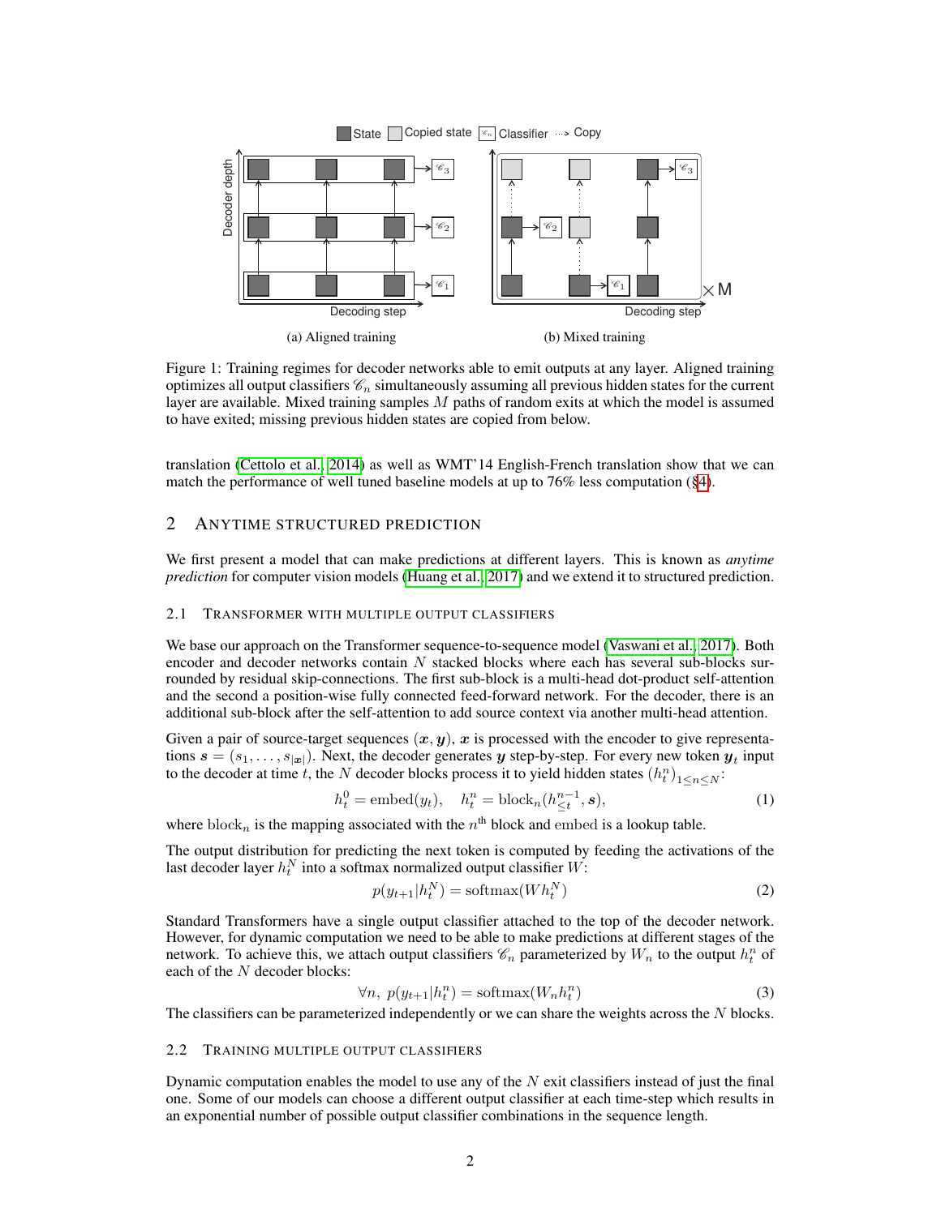Figure 1: Training regimes for decoder networks able to emit outputs at any layer. Aligned training optimizes all output classifiers $\mathscr{C}_n$ simultaneously assuming all previous hidden states for the current layer are available. Mixed training samples $M$ paths of random exits at which the model is assumed to have exited; missing previous hidden states are copied from below.

translation (Cettolo et al., 2014) as well as WMT'14 English-French translation show that we can match the performance of well tuned baseline models at up to 76% less computation (§4).

## 2 Anytime Structured Prediction

We first present a model that can make predictions at different layers. This is known as *anytime prediction* for computer vision models (Huang et al., 2017) and we extend it to structured prediction.

### 2.1 Transformer with Multiple Output Classifiers

We base our approach on the Transformer sequence-to-sequence model (Vaswani et al., 2017). Both encoder and decoder networks contain $N$ stacked blocks where each has several sub-blocks surrounded by residual skip-connections. The first sub-block is a multi-head dot-product self-attention and the second a position-wise fully connected feed-forward network. For the decoder, there is an additional sub-block after the self-attention to add source context via another multi-head attention.

Given a pair of source-target sequences $(\boldsymbol{x}, \boldsymbol{y})$, $\boldsymbol{x}$ is processed with the encoder to give representations $\boldsymbol{s} = (s_1, \ldots, s_{|\boldsymbol{x}|})$. Next, the decoder generates $\boldsymbol{y}$ step-by-step. For every new token $\boldsymbol{y}_t$ input to the decoder at time $t$, the $N$ decoder blocks process it to yield hidden states $(h_t^n)_{1 \leq n \leq N}$:

$$h_t^0 = \text{embed}(y_t), \quad h_t^n = \text{block}_n(h_{\leq t}^{n-1}, \boldsymbol{s}), \tag{1}$$

where $\text{block}_n$ is the mapping associated with the $n^{\text{th}}$ block and embed is a lookup table.

The output distribution for predicting the next token is computed by feeding the activations of the last decoder layer $h_t^N$ into a softmax normalized output classifier $W$:

$$p(y_{t+1}|h_t^N) = \text{softmax}(W h_t^N) \tag{2}$$

Standard Transformers have a single output classifier attached to the top of the decoder network. However, for dynamic computation we need to be able to make predictions at different stages of the network. To achieve this, we attach output classifiers $\mathscr{C}_n$ parameterized by $W_n$ to the output $h_t^n$ of each of the $N$ decoder blocks:

$$\forall n, \; p(y_{t+1}|h_t^n) = \text{softmax}(W_n h_t^n) \tag{3}$$

The classifiers can be parameterized independently or we can share the weights across the $N$ blocks.

### 2.2 Training Multiple Output Classifiers

Dynamic computation enables the model to use any of the $N$ exit classifiers instead of just the final one. Some of our models can choose a different output classifier at each time-step which results in an exponential number of possible output classifier combinations in the sequence length.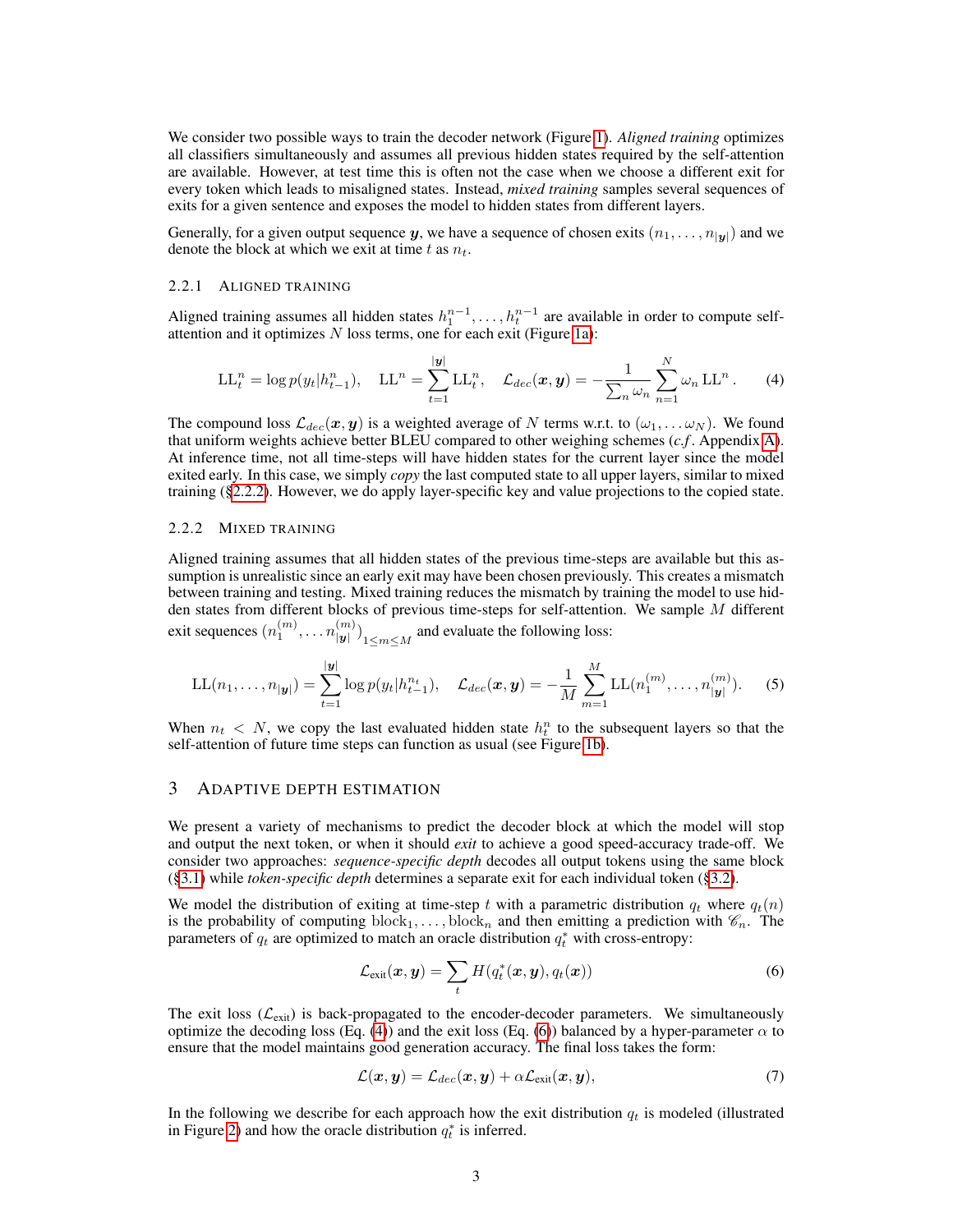We consider two possible ways to train the decoder network (Figure 1). *Aligned training* optimizes all classifiers simultaneously and assumes all previous hidden states required by the self-attention are available. However, at test time this is often not the case when we choose a different exit for every token which leads to misaligned states. Instead, *mixed training* samples several sequences of exits for a given sentence and exposes the model to hidden states from different layers.

Generally, for a given output sequence $\boldsymbol{y}$, we have a sequence of chosen exits $(n_1, \ldots, n_{|\boldsymbol{y}|})$ and we denote the block at which we exit at time $t$ as $n_t$.

#### 2.2.1 Aligned training

Aligned training assumes all hidden states $h_1^{n-1}, \ldots, h_t^{n-1}$ are available in order to compute self-attention and it optimizes $N$ loss terms, one for each exit (Figure 1a):

$$\mathrm{LL}_t^n = \log p(y_t | h_{t-1}^n), \quad \mathrm{LL}^n = \sum_{t=1}^{|\boldsymbol{y}|} \mathrm{LL}_t^n, \quad \mathcal{L}_{dec}(\boldsymbol{x}, \boldsymbol{y}) = -\frac{1}{\sum_n \omega_n} \sum_{n=1}^{N} \omega_n \, \mathrm{LL}^n . \tag{4}$$

The compound loss $\mathcal{L}_{dec}(\boldsymbol{x}, \boldsymbol{y})$ is a weighted average of $N$ terms w.r.t. to $(\omega_1, \ldots \omega_N)$. We found that uniform weights achieve better BLEU compared to other weighing schemes (*c.f*. Appendix A). At inference time, not all time-steps will have hidden states for the current layer since the model exited early. In this case, we simply *copy* the last computed state to all upper layers, similar to mixed training (§2.2.2). However, we do apply layer-specific key and value projections to the copied state.

#### 2.2.2 Mixed training

Aligned training assumes that all hidden states of the previous time-steps are available but this assumption is unrealistic since an early exit may have been chosen previously. This creates a mismatch between training and testing. Mixed training reduces the mismatch by training the model to use hidden states from different blocks of previous time-steps for self-attention. We sample $M$ different exit sequences $(n_1^{(m)}, \ldots n_{|\boldsymbol{y}|}^{(m)})_{1 \le m \le M}$ and evaluate the following loss:

$$\mathrm{LL}(n_1, \ldots, n_{|\boldsymbol{y}|}) = \sum_{t=1}^{|\boldsymbol{y}|} \log p(y_t | h_{t-1}^{n_t}), \quad \mathcal{L}_{dec}(\boldsymbol{x}, \boldsymbol{y}) = -\frac{1}{M} \sum_{m=1}^{M} \mathrm{LL}(n_1^{(m)}, \ldots, n_{|\boldsymbol{y}|}^{(m)}). \tag{5}$$

When $n_t < N$, we copy the last evaluated hidden state $h_t^n$ to the subsequent layers so that the self-attention of future time steps can function as usual (see Figure 1b).

## 3 Adaptive depth estimation

We present a variety of mechanisms to predict the decoder block at which the model will stop and output the next token, or when it should *exit* to achieve a good speed-accuracy trade-off. We consider two approaches: *sequence-specific depth* decodes all output tokens using the same block (§3.1) while *token-specific depth* determines a separate exit for each individual token (§3.2).

We model the distribution of exiting at time-step $t$ with a parametric distribution $q_t$ where $q_t(n)$ is the probability of computing $\mathrm{block}_1, \ldots, \mathrm{block}_n$ and then emitting a prediction with $\mathscr{C}_n$. The parameters of $q_t$ are optimized to match an oracle distribution $q_t^*$ with cross-entropy:

$$\mathcal{L}_{\text{exit}}(\boldsymbol{x}, \boldsymbol{y}) = \sum_t H(q_t^*(\boldsymbol{x}, \boldsymbol{y}), q_t(\boldsymbol{x})) \tag{6}$$

The exit loss ($\mathcal{L}_{\text{exit}}$) is back-propagated to the encoder-decoder parameters. We simultaneously optimize the decoding loss (Eq. (4)) and the exit loss (Eq. (6)) balanced by a hyper-parameter $\alpha$ to ensure that the model maintains good generation accuracy. The final loss takes the form:

$$\mathcal{L}(\boldsymbol{x}, \boldsymbol{y}) = \mathcal{L}_{dec}(\boldsymbol{x}, \boldsymbol{y}) + \alpha \mathcal{L}_{\text{exit}}(\boldsymbol{x}, \boldsymbol{y}), \tag{7}$$

In the following we describe for each approach how the exit distribution $q_t$ is modeled (illustrated in Figure 2) and how the oracle distribution $q_t^*$ is inferred.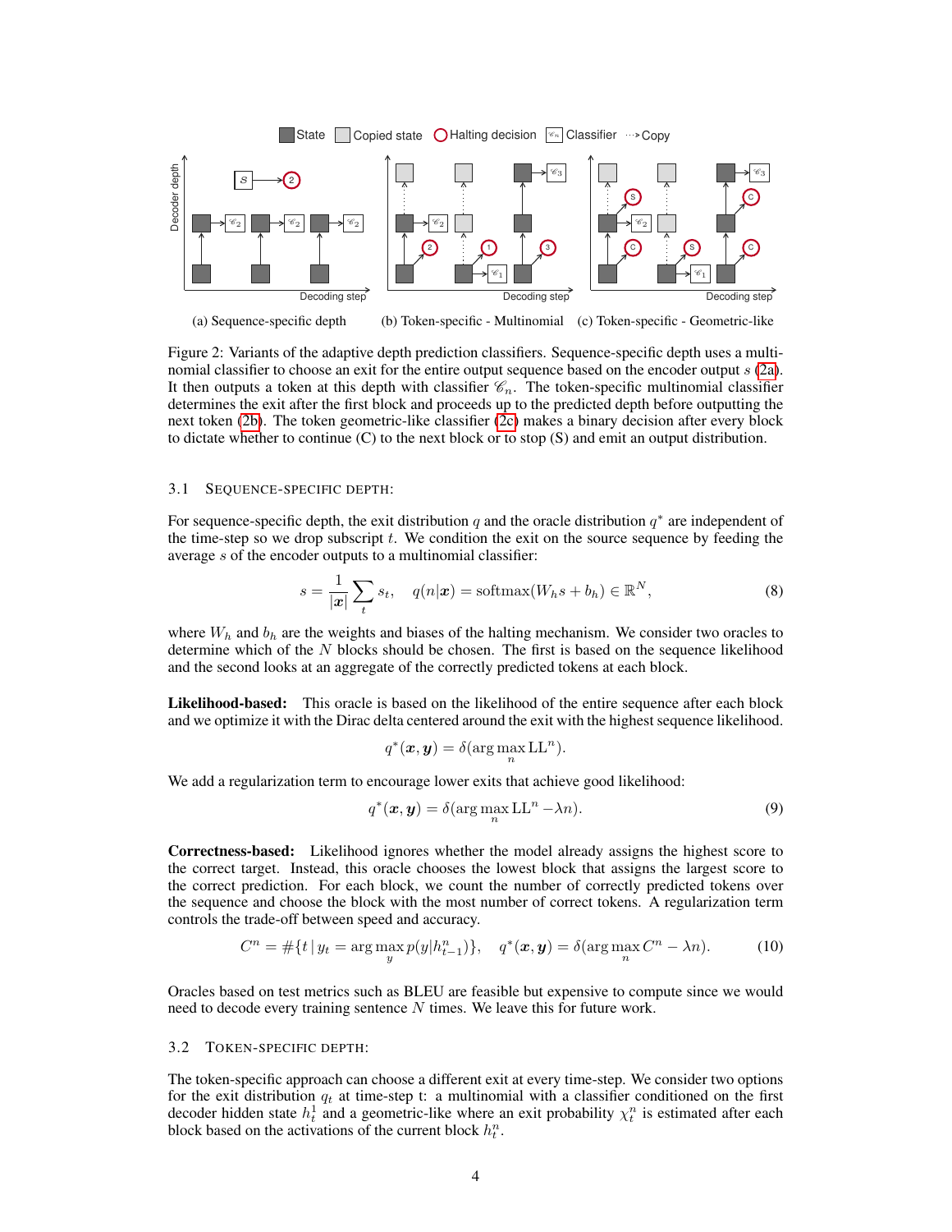Figure 2: Variants of the adaptive depth prediction classifiers. Sequence-specific depth uses a multinomial classifier to choose an exit for the entire output sequence based on the encoder output $s$ (2a). It then outputs a token at this depth with classifier $\mathscr{C}_n$. The token-specific multinomial classifier determines the exit after the first block and proceeds up to the predicted depth before outputting the next token (2b). The token geometric-like classifier (2c) makes a binary decision after every block to dictate whether to continue (C) to the next block or to stop (S) and emit an output distribution.

### 3.1 Sequence-specific depth:

For sequence-specific depth, the exit distribution $q$ and the oracle distribution $q^*$ are independent of the time-step so we drop subscript $t$. We condition the exit on the source sequence by feeding the average $s$ of the encoder outputs to a multinomial classifier:

$$s = \frac{1}{|\boldsymbol{x}|}\sum_t s_t, \quad q(n|\boldsymbol{x}) = \text{softmax}(W_h s + b_h) \in \mathbb{R}^N, \tag{8}$$

where $W_h$ and $b_h$ are the weights and biases of the halting mechanism. We consider two oracles to determine which of the $N$ blocks should be chosen. The first is based on the sequence likelihood and the second looks at an aggregate of the correctly predicted tokens at each block.

**Likelihood-based:** This oracle is based on the likelihood of the entire sequence after each block and we optimize it with the Dirac delta centered around the exit with the highest sequence likelihood.

$$q^*(\boldsymbol{x}, \boldsymbol{y}) = \delta(\arg\max_n \text{LL}^n).$$

We add a regularization term to encourage lower exits that achieve good likelihood:

$$q^*(\boldsymbol{x}, \boldsymbol{y}) = \delta(\arg\max_n \text{LL}^n - \lambda n). \tag{9}$$

**Correctness-based:** Likelihood ignores whether the model already assigns the highest score to the correct target. Instead, this oracle chooses the lowest block that assigns the largest score to the correct prediction. For each block, we count the number of correctly predicted tokens over the sequence and choose the block with the most number of correct tokens. A regularization term controls the trade-off between speed and accuracy.

$$C^n = \#\{t \,|\, y_t = \arg\max_y p(y|h^n_{t-1})\}, \quad q^*(\boldsymbol{x}, \boldsymbol{y}) = \delta(\arg\max_n C^n - \lambda n). \tag{10}$$

Oracles based on test metrics such as BLEU are feasible but expensive to compute since we would need to decode every training sentence $N$ times. We leave this for future work.

### 3.2 Token-specific depth:

The token-specific approach can choose a different exit at every time-step. We consider two options for the exit distribution $q_t$ at time-step t: a multinomial with a classifier conditioned on the first decoder hidden state $h^1_t$ and a geometric-like where an exit probability $\chi^n_t$ is estimated after each block based on the activations of the current block $h^n_t$.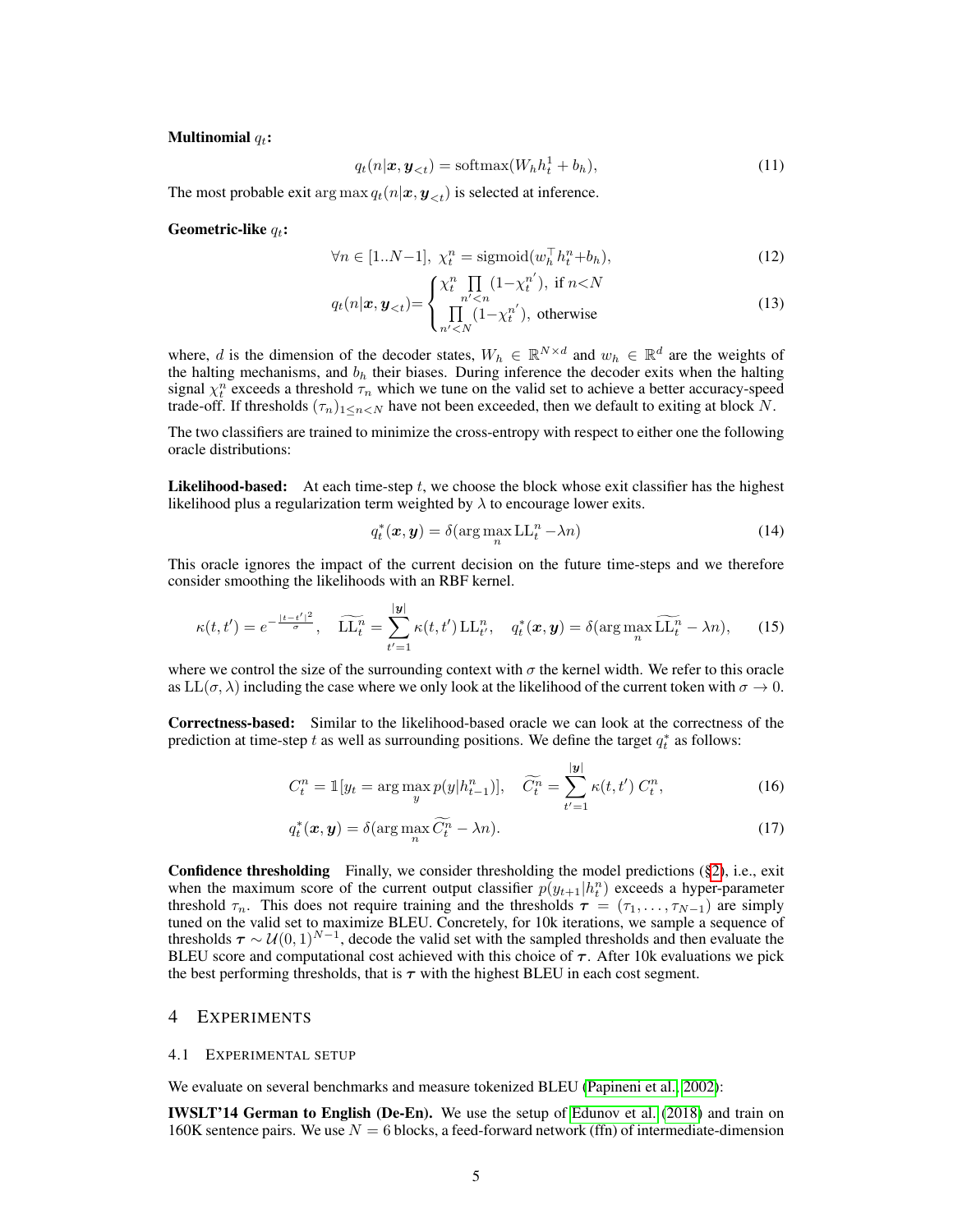**Multinomial $q_t$:**

$$q_t(n|\boldsymbol{x}, \boldsymbol{y}_{<t}) = \mathrm{softmax}(W_h h_t^1 + b_h), \tag{11}$$

The most probable exit $\arg\max q_t(n|\boldsymbol{x}, \boldsymbol{y}_{<t})$ is selected at inference.

**Geometric-like $q_t$:**

$$\forall n \in [1..N{-}1],\ \chi_t^n = \mathrm{sigmoid}(w_h^\top h_t^n {+} b_h), \tag{12}$$

$$q_t(n|\boldsymbol{x}, \boldsymbol{y}_{<t}) {=} \begin{cases} \chi_t^n \prod\limits_{n'<n} (1{-}\chi_t^{n'}),\ \text{if}\ n{<}N \\ \prod\limits_{n'<N} (1{-}\chi_t^{n'}),\ \text{otherwise} \end{cases} \tag{13}$$

where, $d$ is the dimension of the decoder states, $W_h \in \mathbb{R}^{N \times d}$ and $w_h \in \mathbb{R}^d$ are the weights of the halting mechanisms, and $b_h$ their biases. During inference the decoder exits when the halting signal $\chi_t^n$ exceeds a threshold $\tau_n$ which we tune on the valid set to achieve a better accuracy-speed trade-off. If thresholds $(\tau_n)_{1 \leq n < N}$ have not been exceeded, then we default to exiting at block $N$.

The two classifiers are trained to minimize the cross-entropy with respect to either one the following oracle distributions:

**Likelihood-based:** At each time-step $t$, we choose the block whose exit classifier has the highest likelihood plus a regularization term weighted by $\lambda$ to encourage lower exits.

$$q_t^*(\boldsymbol{x}, \boldsymbol{y}) = \delta(\arg\max_n \mathrm{LL}_t^n - \lambda n) \tag{14}$$

This oracle ignores the impact of the current decision on the future time-steps and we therefore consider smoothing the likelihoods with an RBF kernel.

$$\kappa(t, t') = e^{-\frac{|t-t'|^2}{\sigma}}, \quad \widetilde{\mathrm{LL}}_t^n = \sum_{t'=1}^{|\boldsymbol{y}|} \kappa(t, t')\, \mathrm{LL}_{t'}^n, \quad q_t^*(\boldsymbol{x}, \boldsymbol{y}) = \delta(\arg\max_n \widetilde{\mathrm{LL}}_t^n - \lambda n), \tag{15}$$

where we control the size of the surrounding context with $\sigma$ the kernel width. We refer to this oracle as $\mathrm{LL}(\sigma, \lambda)$ including the case where we only look at the likelihood of the current token with $\sigma \to 0$.

**Correctness-based:** Similar to the likelihood-based oracle we can look at the correctness of the prediction at time-step $t$ as well as surrounding positions. We define the target $q_t^*$ as follows:

$$C_t^n = \mathbb{1}[y_t = \arg\max_y p(y|h_{t-1}^n)], \quad \widetilde{C_t^n} = \sum_{t'=1}^{|\boldsymbol{y}|} \kappa(t, t')\, C_t^n, \tag{16}$$

$$q_t^*(\boldsymbol{x}, \boldsymbol{y}) = \delta(\arg\max_n \widetilde{C_t^n} - \lambda n). \tag{17}$$

**Confidence thresholding** Finally, we consider thresholding the model predictions (§2), i.e., exit when the maximum score of the current output classifier $p(y_{t+1}|h_t^n)$ exceeds a hyper-parameter threshold $\tau_n$. This does not require training and the thresholds $\boldsymbol{\tau} = (\tau_1, \ldots, \tau_{N-1})$ are simply tuned on the valid set to maximize BLEU. Concretely, for 10k iterations, we sample a sequence of thresholds $\boldsymbol{\tau} \sim \mathcal{U}(0, 1)^{N-1}$, decode the valid set with the sampled thresholds and then evaluate the BLEU score and computational cost achieved with this choice of $\boldsymbol{\tau}$. After 10k evaluations we pick the best performing thresholds, that is $\boldsymbol{\tau}$ with the highest BLEU in each cost segment.

# 4 Experiments

## 4.1 Experimental setup

We evaluate on several benchmarks and measure tokenized BLEU (Papineni et al., 2002):

**IWSLT'14 German to English (De-En).** We use the setup of Edunov et al. (2018) and train on 160K sentence pairs. We use $N = 6$ blocks, a feed-forward network (ffn) of intermediate-dimension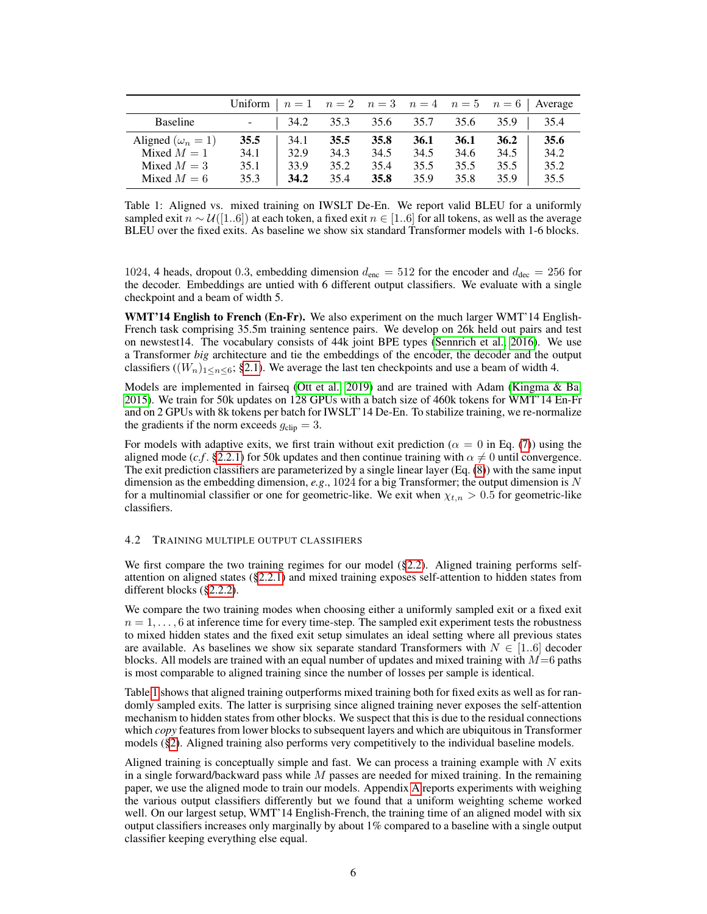| | Uniform | $n=1$ | $n=2$ | $n=3$ | $n=4$ | $n=5$ | $n=6$ | Average |
|---|---|---|---|---|---|---|---|---|
| Baseline | - | 34.2 | 35.3 | 35.6 | 35.7 | 35.6 | 35.9 | 35.4 |
| Aligned ($\omega_n = 1$) | **35.5** | 34.1 | **35.5** | **35.8** | **36.1** | **36.1** | **36.2** | **35.6** |
| Mixed $M = 1$ | 34.1 | 32.9 | 34.3 | 34.5 | 34.5 | 34.6 | 34.5 | 34.2 |
| Mixed $M = 3$ | 35.1 | 33.9 | 35.2 | 35.4 | 35.5 | 35.5 | 35.5 | 35.2 |
| Mixed $M = 6$ | 35.3 | **34.2** | 35.4 | **35.8** | 35.9 | 35.8 | 35.9 | 35.5 |

Table 1: Aligned vs. mixed training on IWSLT De-En. We report valid BLEU for a uniformly sampled exit $n \sim \mathcal{U}([1..6])$ at each token, a fixed exit $n \in [1..6]$ for all tokens, as well as the average BLEU over the fixed exits. As baseline we show six standard Transformer models with 1-6 blocks.

1024, 4 heads, dropout 0.3, embedding dimension $d_{\text{enc}} = 512$ for the encoder and $d_{\text{dec}} = 256$ for the decoder. Embeddings are untied with 6 different output classifiers. We evaluate with a single checkpoint and a beam of width 5.

**WMT'14 English to French (En-Fr).** We also experiment on the much larger WMT'14 English-French task comprising 35.5m training sentence pairs. We develop on 26k held out pairs and test on newstest14. The vocabulary consists of 44k joint BPE types (Sennrich et al., 2016). We use a Transformer *big* architecture and tie the embeddings of the encoder, the decoder and the output classifiers ($(W_n)_{1 \leq n \leq 6}$; §2.1). We average the last ten checkpoints and use a beam of width 4.

Models are implemented in fairseq (Ott et al., 2019) and are trained with Adam (Kingma & Ba, 2015). We train for 50k updates on 128 GPUs with a batch size of 460k tokens for WMT'14 En-Fr and on 2 GPUs with 8k tokens per batch for IWSLT'14 De-En. To stabilize training, we re-normalize the gradients if the norm exceeds $g_{\text{clip}} = 3$.

For models with adaptive exits, we first train without exit prediction ($\alpha = 0$ in Eq. (7)) using the aligned mode (*c.f.* §2.2.1) for 50k updates and then continue training with $\alpha \neq 0$ until convergence. The exit prediction classifiers are parameterized by a single linear layer (Eq. (8)) with the same input dimension as the embedding dimension, *e.g.*, 1024 for a big Transformer; the output dimension is $N$ for a multinomial classifier or one for geometric-like. We exit when $\chi_{t,n} > 0.5$ for geometric-like classifiers.

### 4.2 Training multiple output classifiers

We first compare the two training regimes for our model (§2.2). Aligned training performs self-attention on aligned states (§2.2.1) and mixed training exposes self-attention to hidden states from different blocks (§2.2.2).

We compare the two training modes when choosing either a uniformly sampled exit or a fixed exit $n = 1, \ldots, 6$ at inference time for every time-step. The sampled exit experiment tests the robustness to mixed hidden states and the fixed exit setup simulates an ideal setting where all previous states are available. As baselines we show six separate standard Transformers with $N \in [1..6]$ decoder blocks. All models are trained with an equal number of updates and mixed training with $M$=6 paths is most comparable to aligned training since the number of losses per sample is identical.

Table 1 shows that aligned training outperforms mixed training both for fixed exits as well as for randomly sampled exits. The latter is surprising since aligned training never exposes the self-attention mechanism to hidden states from other blocks. We suspect that this is due to the residual connections which *copy* features from lower blocks to subsequent layers and which are ubiquitous in Transformer models (§2). Aligned training also performs very competitively to the individual baseline models.

Aligned training is conceptually simple and fast. We can process a training example with $N$ exits in a single forward/backward pass while $M$ passes are needed for mixed training. In the remaining paper, we use the aligned mode to train our models. Appendix A reports experiments with weighing the various output classifiers differently but we found that a uniform weighting scheme worked well. On our largest setup, WMT'14 English-French, the training time of an aligned model with six output classifiers increases only marginally by about 1% compared to a baseline with a single output classifier keeping everything else equal.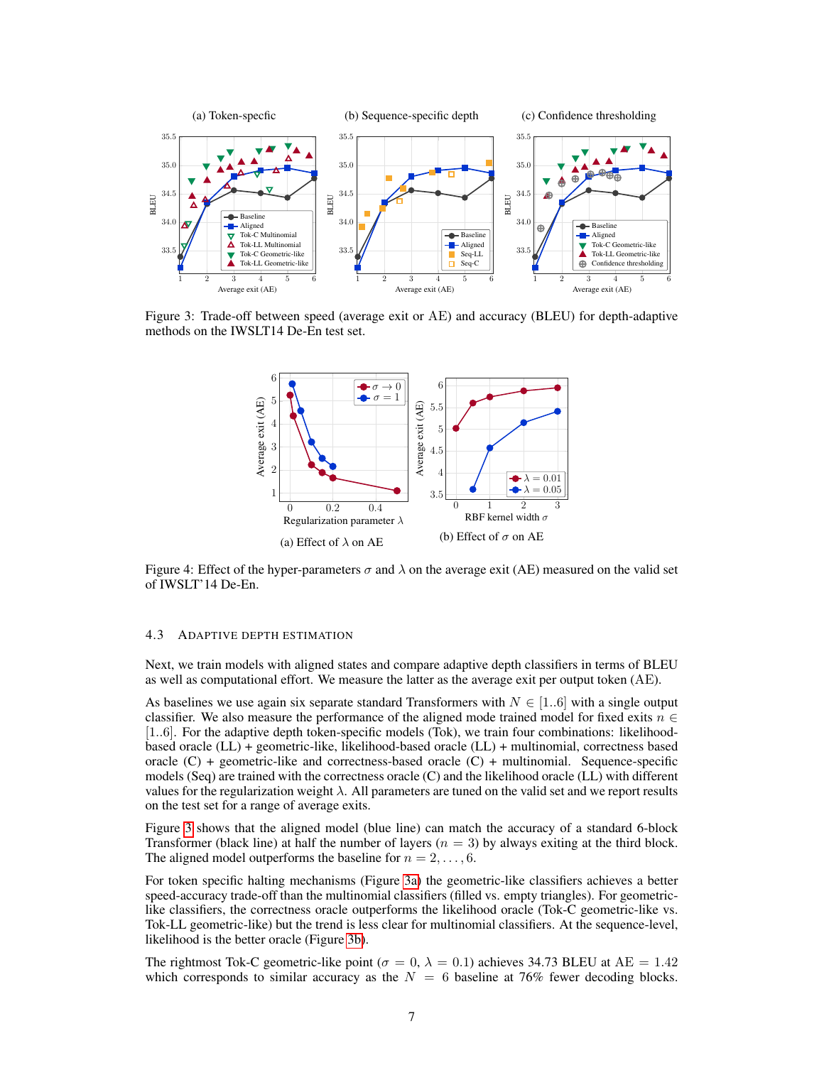Figure 3: Trade-off between speed (average exit or AE) and accuracy (BLEU) for depth-adaptive methods on the IWSLT14 De-En test set.

Figure 4: Effect of the hyper-parameters $\sigma$ and $\lambda$ on the average exit (AE) measured on the valid set of IWSLT'14 De-En.

### 4.3 ADAPTIVE DEPTH ESTIMATION

Next, we train models with aligned states and compare adaptive depth classifiers in terms of BLEU as well as computational effort. We measure the latter as the average exit per output token (AE).

As baselines we use again six separate standard Transformers with $N \in [1..6]$ with a single output classifier. We also measure the performance of the aligned mode trained model for fixed exits $n \in [1..6]$. For the adaptive depth token-specific models (Tok), we train four combinations: likelihood-based oracle (LL) + geometric-like, likelihood-based oracle (LL) + multinomial, correctness based oracle (C) + geometric-like and correctness-based oracle (C) + multinomial. Sequence-specific models (Seq) are trained with the correctness oracle (C) and the likelihood oracle (LL) with different values for the regularization weight $\lambda$. All parameters are tuned on the valid set and we report results on the test set for a range of average exits.

Figure 3 shows that the aligned model (blue line) can match the accuracy of a standard 6-block Transformer (black line) at half the number of layers ($n = 3$) by always exiting at the third block. The aligned model outperforms the baseline for $n = 2, \ldots, 6$.

For token specific halting mechanisms (Figure 3a) the geometric-like classifiers achieves a better speed-accuracy trade-off than the multinomial classifiers (filled vs. empty triangles). For geometric-like classifiers, the correctness oracle outperforms the likelihood oracle (Tok-C geometric-like vs. Tok-LL geometric-like) but the trend is less clear for multinomial classifiers. At the sequence-level, likelihood is the better oracle (Figure 3b).

The rightmost Tok-C geometric-like point ($\sigma = 0$, $\lambda = 0.1$) achieves 34.73 BLEU at AE $= 1.42$ which corresponds to similar accuracy as the $N = 6$ baseline at 76% fewer decoding blocks.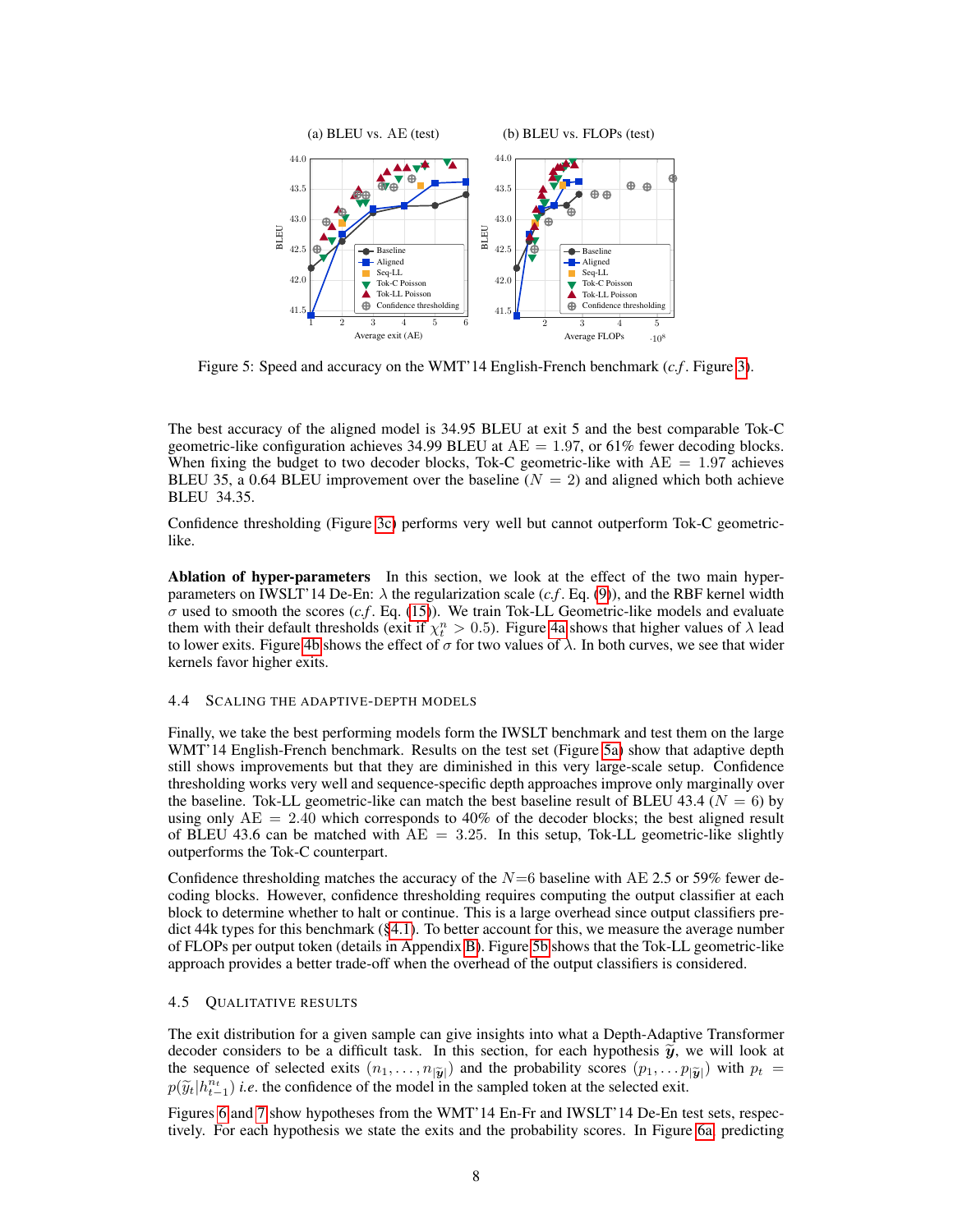Figure 5: Speed and accuracy on the WMT'14 English-French benchmark (*c.f*. Figure 3).

The best accuracy of the aligned model is 34.95 BLEU at exit 5 and the best comparable Tok-C geometric-like configuration achieves 34.99 BLEU at AE = 1.97, or 61% fewer decoding blocks. When fixing the budget to two decoder blocks, Tok-C geometric-like with AE = 1.97 achieves BLEU 35, a 0.64 BLEU improvement over the baseline ($N = 2$) and aligned which both achieve BLEU 34.35.

Confidence thresholding (Figure 3c) performs very well but cannot outperform Tok-C geometric-like.

**Ablation of hyper-parameters** In this section, we look at the effect of the two main hyper-parameters on IWSLT'14 De-En: $\lambda$ the regularization scale (*c.f*. Eq. (9)), and the RBF kernel width $\sigma$ used to smooth the scores (*c.f*. Eq. (15)). We train Tok-LL Geometric-like models and evaluate them with their default thresholds (exit if $\chi_t^n > 0.5$). Figure 4a shows that higher values of $\lambda$ lead to lower exits. Figure 4b shows the effect of $\sigma$ for two values of $\lambda$. In both curves, we see that wider kernels favor higher exits.

### 4.4 Scaling the adaptive-depth models

Finally, we take the best performing models form the IWSLT benchmark and test them on the large WMT'14 English-French benchmark. Results on the test set (Figure 5a) show that adaptive depth still shows improvements but that they are diminished in this very large-scale setup. Confidence thresholding works very well and sequence-specific depth approaches improve only marginally over the baseline. Tok-LL geometric-like can match the best baseline result of BLEU 43.4 ($N = 6$) by using only AE = 2.40 which corresponds to 40% of the decoder blocks; the best aligned result of BLEU 43.6 can be matched with AE = 3.25. In this setup, Tok-LL geometric-like slightly outperforms the Tok-C counterpart.

Confidence thresholding matches the accuracy of the $N$=6 baseline with AE 2.5 or 59% fewer decoding blocks. However, confidence thresholding requires computing the output classifier at each block to determine whether to halt or continue. This is a large overhead since output classifiers predict 44k types for this benchmark (§4.1). To better account for this, we measure the average number of FLOPs per output token (details in Appendix B). Figure 5b shows that the Tok-LL geometric-like approach provides a better trade-off when the overhead of the output classifiers is considered.

### 4.5 Qualitative results

The exit distribution for a given sample can give insights into what a Depth-Adaptive Transformer decoder considers to be a difficult task. In this section, for each hypothesis $\widetilde{\boldsymbol{y}}$, we will look at the sequence of selected exits $(n_1, \ldots, n_{|\widetilde{\boldsymbol{y}}|})$ and the probability scores $(p_1, \ldots p_{|\widetilde{\boldsymbol{y}}|})$ with $p_t = p(\widetilde{y}_t | h_{t-1}^{n_t})$ *i.e.* the confidence of the model in the sampled token at the selected exit.

Figures 6 and 7 show hypotheses from the WMT'14 En-Fr and IWSLT'14 De-En test sets, respectively. For each hypothesis we state the exits and the probability scores. In Figure 6a, predicting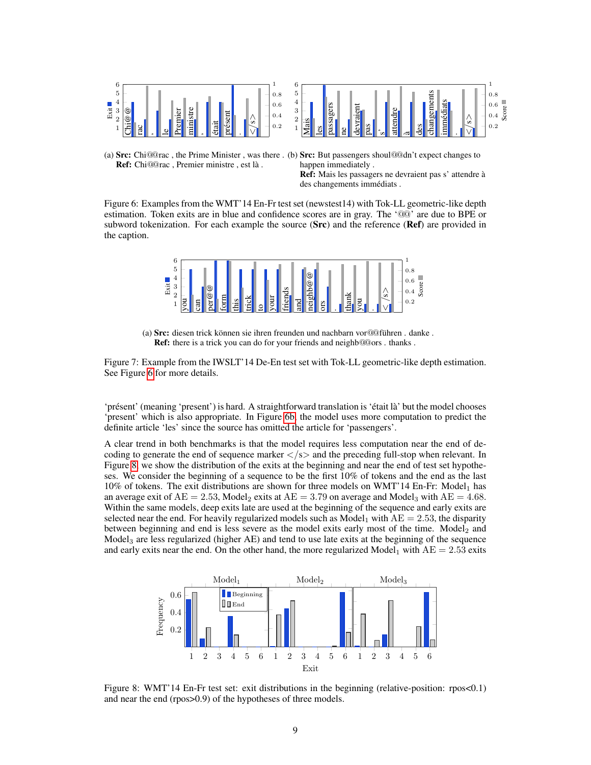(a) **Src:** Chi@@rac , the Prime Minister , was there . **Ref:** Chi@@rac , Premier ministre , est là .

(b) **Src:** But passengers shoul@@dn't expect changes to happen immediately . **Ref:** Mais les passagers ne devraient pas s' attendre à des changements immédiats .

Figure 6: Examples from the WMT'14 En-Fr test set (newstest14) with Tok-LL geometric-like depth estimation. Token exits are in blue and confidence scores are in gray. The '@@' are due to BPE or subword tokenization. For each example the source (**Src**) and the reference (**Ref**) are provided in the caption.

(a) **Src:** diesen trick können sie ihren freunden und nachbarn vor@@führen . danke . **Ref:** there is a trick you can do for your friends and neighb@@ors . thanks .

Figure 7: Example from the IWSLT'14 De-En test set with Tok-LL geometric-like depth estimation. See Figure 6 for more details.

'présent' (meaning 'present') is hard. A straightforward translation is 'était là' but the model chooses 'présent' which is also appropriate. In Figure 6b, the model uses more computation to predict the definite article 'les' since the source has omitted the article for 'passengers'.

A clear trend in both benchmarks is that the model requires less computation near the end of decoding to generate the end of sequence marker </s> and the preceding full-stop when relevant. In Figure 8, we show the distribution of the exits at the beginning and near the end of test set hypotheses. We consider the beginning of a sequence to be the first 10% of tokens and the end as the last 10% of tokens. The exit distributions are shown for three models on WMT'14 En-Fr: $\text{Model}_1$ has an average exit of $\text{AE} = 2.53$, $\text{Model}_2$ exits at $\text{AE} = 3.79$ on average and $\text{Model}_3$ with $\text{AE} = 4.68$. Within the same models, deep exits late are used at the beginning of the sequence and early exits are selected near the end. For heavily regularized models such as $\text{Model}_1$ with $\text{AE} = 2.53$, the disparity between beginning and end is less severe as the model exits early most of the time. $\text{Model}_2$ and $\text{Model}_3$ are less regularized (higher AE) and tend to use late exits at the beginning of the sequence and early exits near the end. On the other hand, the more regularized $\text{Model}_1$ with $\text{AE} = 2.53$ exits

Figure 8: WMT'14 En-Fr test set: exit distributions in the beginning (relative-position: rpos<0.1) and near the end (rpos>0.9) of the hypotheses of three models.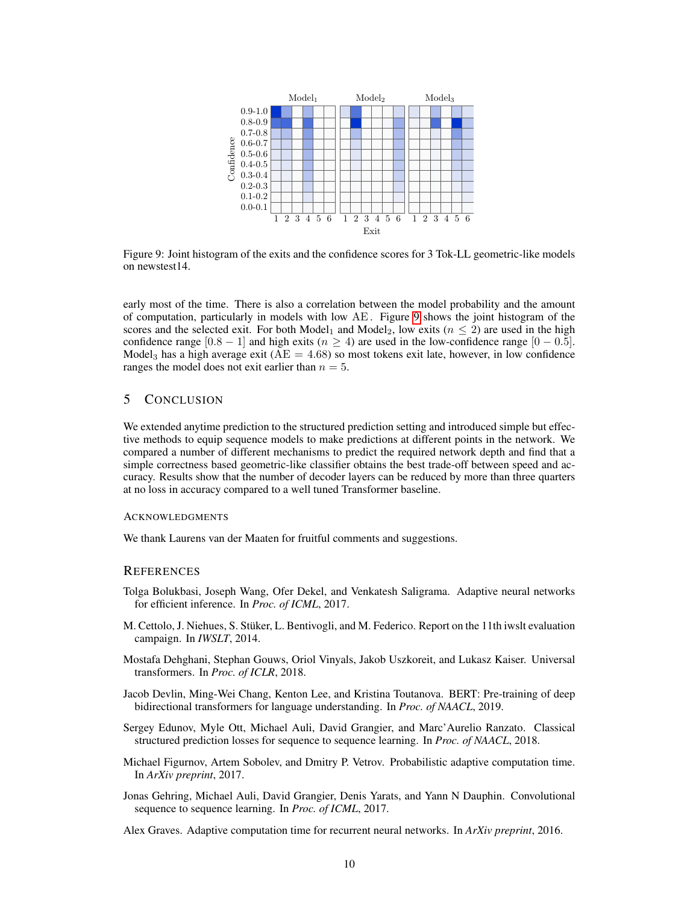Figure 9: Joint histogram of the exits and the confidence scores for 3 Tok-LL geometric-like models on newstest14.

early most of the time. There is also a correlation between the model probability and the amount of computation, particularly in models with low AE. Figure 9 shows the joint histogram of the scores and the selected exit. For both $\text{Model}_1$ and $\text{Model}_2$, low exits ($n \leq 2$) are used in the high confidence range $[0.8 - 1]$ and high exits ($n \geq 4$) are used in the low-confidence range $[0 - 0.5]$. $\text{Model}_3$ has a high average exit ($\text{AE} = 4.68$) so most tokens exit late, however, in low confidence ranges the model does not exit earlier than $n = 5$.

## 5 Conclusion

We extended anytime prediction to the structured prediction setting and introduced simple but effective methods to equip sequence models to make predictions at different points in the network. We compared a number of different mechanisms to predict the required network depth and find that a simple correctness based geometric-like classifier obtains the best trade-off between speed and accuracy. Results show that the number of decoder layers can be reduced by more than three quarters at no loss in accuracy compared to a well tuned Transformer baseline.

### Acknowledgments

We thank Laurens van der Maaten for fruitful comments and suggestions.

## References

Tolga Bolukbasi, Joseph Wang, Ofer Dekel, and Venkatesh Saligrama. Adaptive neural networks for efficient inference. In *Proc. of ICML*, 2017.

M. Cettolo, J. Niehues, S. Stüker, L. Bentivogli, and M. Federico. Report on the 11th iwslt evaluation campaign. In *IWSLT*, 2014.

Mostafa Dehghani, Stephan Gouws, Oriol Vinyals, Jakob Uszkoreit, and Lukasz Kaiser. Universal transformers. In *Proc. of ICLR*, 2018.

Jacob Devlin, Ming-Wei Chang, Kenton Lee, and Kristina Toutanova. BERT: Pre-training of deep bidirectional transformers for language understanding. In *Proc. of NAACL*, 2019.

Sergey Edunov, Myle Ott, Michael Auli, David Grangier, and Marc'Aurelio Ranzato. Classical structured prediction losses for sequence to sequence learning. In *Proc. of NAACL*, 2018.

Michael Figurnov, Artem Sobolev, and Dmitry P. Vetrov. Probabilistic adaptive computation time. In *ArXiv preprint*, 2017.

Jonas Gehring, Michael Auli, David Grangier, Denis Yarats, and Yann N Dauphin. Convolutional sequence to sequence learning. In *Proc. of ICML*, 2017.

Alex Graves. Adaptive computation time for recurrent neural networks. In *ArXiv preprint*, 2016.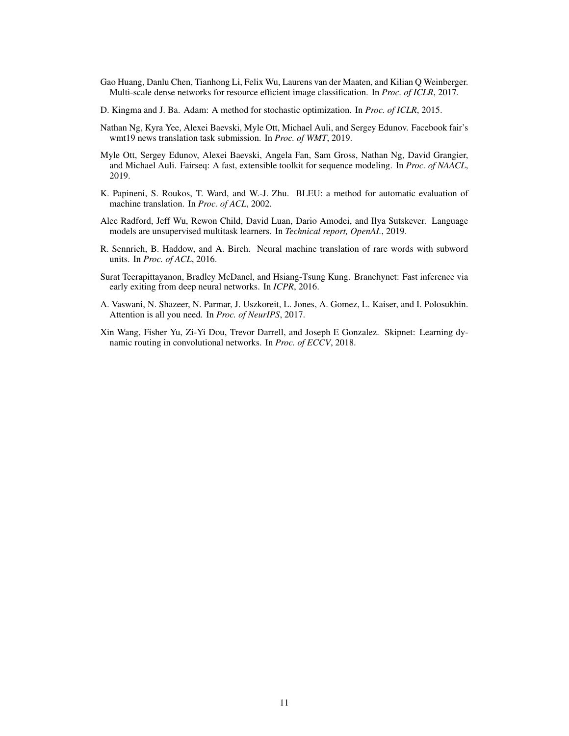Gao Huang, Danlu Chen, Tianhong Li, Felix Wu, Laurens van der Maaten, and Kilian Q Weinberger. Multi-scale dense networks for resource efficient image classification. In *Proc. of ICLR*, 2017.

D. Kingma and J. Ba. Adam: A method for stochastic optimization. In *Proc. of ICLR*, 2015.

Nathan Ng, Kyra Yee, Alexei Baevski, Myle Ott, Michael Auli, and Sergey Edunov. Facebook fair's wmt19 news translation task submission. In *Proc. of WMT*, 2019.

Myle Ott, Sergey Edunov, Alexei Baevski, Angela Fan, Sam Gross, Nathan Ng, David Grangier, and Michael Auli. Fairseq: A fast, extensible toolkit for sequence modeling. In *Proc. of NAACL*, 2019.

K. Papineni, S. Roukos, T. Ward, and W.-J. Zhu. BLEU: a method for automatic evaluation of machine translation. In *Proc. of ACL*, 2002.

Alec Radford, Jeff Wu, Rewon Child, David Luan, Dario Amodei, and Ilya Sutskever. Language models are unsupervised multitask learners. In *Technical report, OpenAI.*, 2019.

R. Sennrich, B. Haddow, and A. Birch. Neural machine translation of rare words with subword units. In *Proc. of ACL*, 2016.

Surat Teerapittayanon, Bradley McDanel, and Hsiang-Tsung Kung. Branchynet: Fast inference via early exiting from deep neural networks. In *ICPR*, 2016.

A. Vaswani, N. Shazeer, N. Parmar, J. Uszkoreit, L. Jones, A. Gomez, L. Kaiser, and I. Polosukhin. Attention is all you need. In *Proc. of NeurIPS*, 2017.

Xin Wang, Fisher Yu, Zi-Yi Dou, Trevor Darrell, and Joseph E Gonzalez. Skipnet: Learning dynamic routing in convolutional networks. In *Proc. of ECCV*, 2018.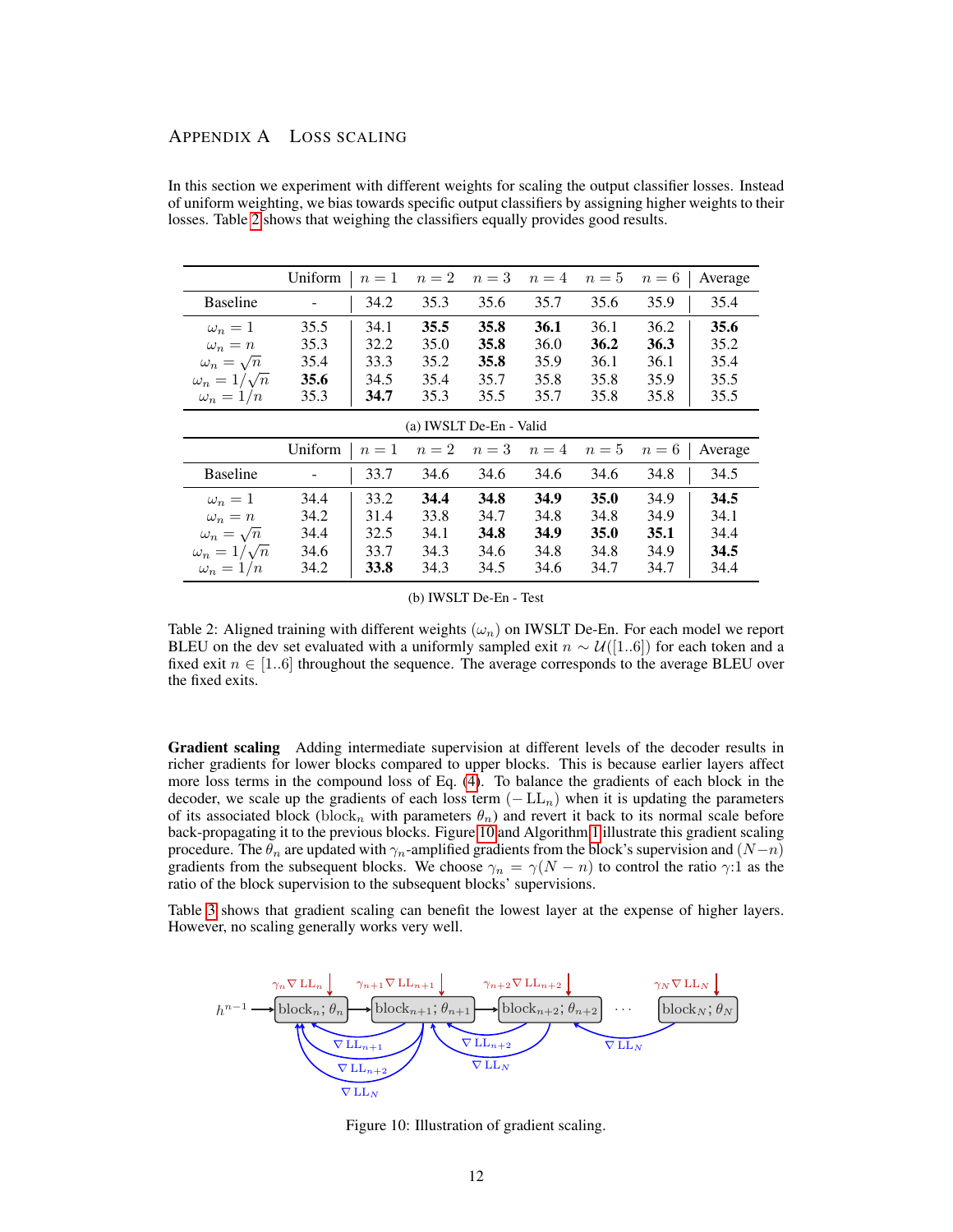## Appendix A Loss scaling

In this section we experiment with different weights for scaling the output classifier losses. Instead of uniform weighting, we bias towards specific output classifiers by assigning higher weights to their losses. Table 2 shows that weighing the classifiers equally provides good results.

| | Uniform | $n=1$ | $n=2$ | $n=3$ | $n=4$ | $n=5$ | $n=6$ | Average |
|---|---|---|---|---|---|---|---|---|
| Baseline | - | 34.2 | 35.3 | 35.6 | 35.7 | 35.6 | 35.9 | 35.4 |
| $\omega_n = 1$ | 35.5 | 34.1 | **35.5** | **35.8** | **36.1** | 36.1 | 36.2 | **35.6** |
| $\omega_n = n$ | 35.3 | 32.2 | 35.0 | **35.8** | 36.0 | **36.2** | **36.3** | 35.2 |
| $\omega_n = \sqrt{n}$ | 35.4 | 33.3 | 35.2 | **35.8** | 35.9 | 36.1 | 36.1 | 35.4 |
| $\omega_n = 1/\sqrt{n}$ | **35.6** | 34.5 | 35.4 | 35.7 | 35.8 | 35.8 | 35.9 | 35.5 |
| $\omega_n = 1/n$ | 35.3 | **34.7** | 35.3 | 35.5 | 35.7 | 35.8 | 35.8 | 35.5 |

(a) IWSLT De-En - Valid

| | Uniform | $n=1$ | $n=2$ | $n=3$ | $n=4$ | $n=5$ | $n=6$ | Average |
|---|---|---|---|---|---|---|---|---|
| Baseline | - | 33.7 | 34.6 | 34.6 | 34.6 | 34.6 | 34.8 | 34.5 |
| $\omega_n = 1$ | 34.4 | 33.2 | **34.4** | **34.8** | **34.9** | **35.0** | 34.9 | **34.5** |
| $\omega_n = n$ | 34.2 | 31.4 | 33.8 | 34.7 | 34.8 | 34.8 | 34.9 | 34.1 |
| $\omega_n = \sqrt{n}$ | 34.4 | 32.5 | 34.1 | **34.8** | **34.9** | **35.0** | **35.1** | 34.4 |
| $\omega_n = 1/\sqrt{n}$ | 34.6 | 33.7 | 34.3 | 34.6 | 34.8 | 34.8 | 34.9 | **34.5** |
| $\omega_n = 1/n$ | 34.2 | **33.8** | 34.3 | 34.5 | 34.6 | 34.7 | 34.7 | 34.4 |

(b) IWSLT De-En - Test

Table 2: Aligned training with different weights ($\omega_n$) on IWSLT De-En. For each model we report BLEU on the dev set evaluated with a uniformly sampled exit $n \sim \mathcal{U}([1..6])$ for each token and a fixed exit $n \in [1..6]$ throughout the sequence. The average corresponds to the average BLEU over the fixed exits.

**Gradient scaling** Adding intermediate supervision at different levels of the decoder results in richer gradients for lower blocks compared to upper blocks. This is because earlier layers affect more loss terms in the compound loss of Eq. (4). To balance the gradients of each block in the decoder, we scale up the gradients of each loss term ($-\text{LL}_n$) when it is updating the parameters of its associated block ($\text{block}_n$ with parameters $\theta_n$) and revert it back to its normal scale before back-propagating it to the previous blocks. Figure 10 and Algorithm 1 illustrate this gradient scaling procedure. The $\theta_n$ are updated with $\gamma_n$-amplified gradients from the block's supervision and $(N-n)$ gradients from the subsequent blocks. We choose $\gamma_n = \gamma(N-n)$ to control the ratio $\gamma$:1 as the ratio of the block supervision to the subsequent blocks' supervisions.

Table 3 shows that gradient scaling can benefit the lowest layer at the expense of higher layers. However, no scaling generally works very well.

Figure 10: Illustration of gradient scaling.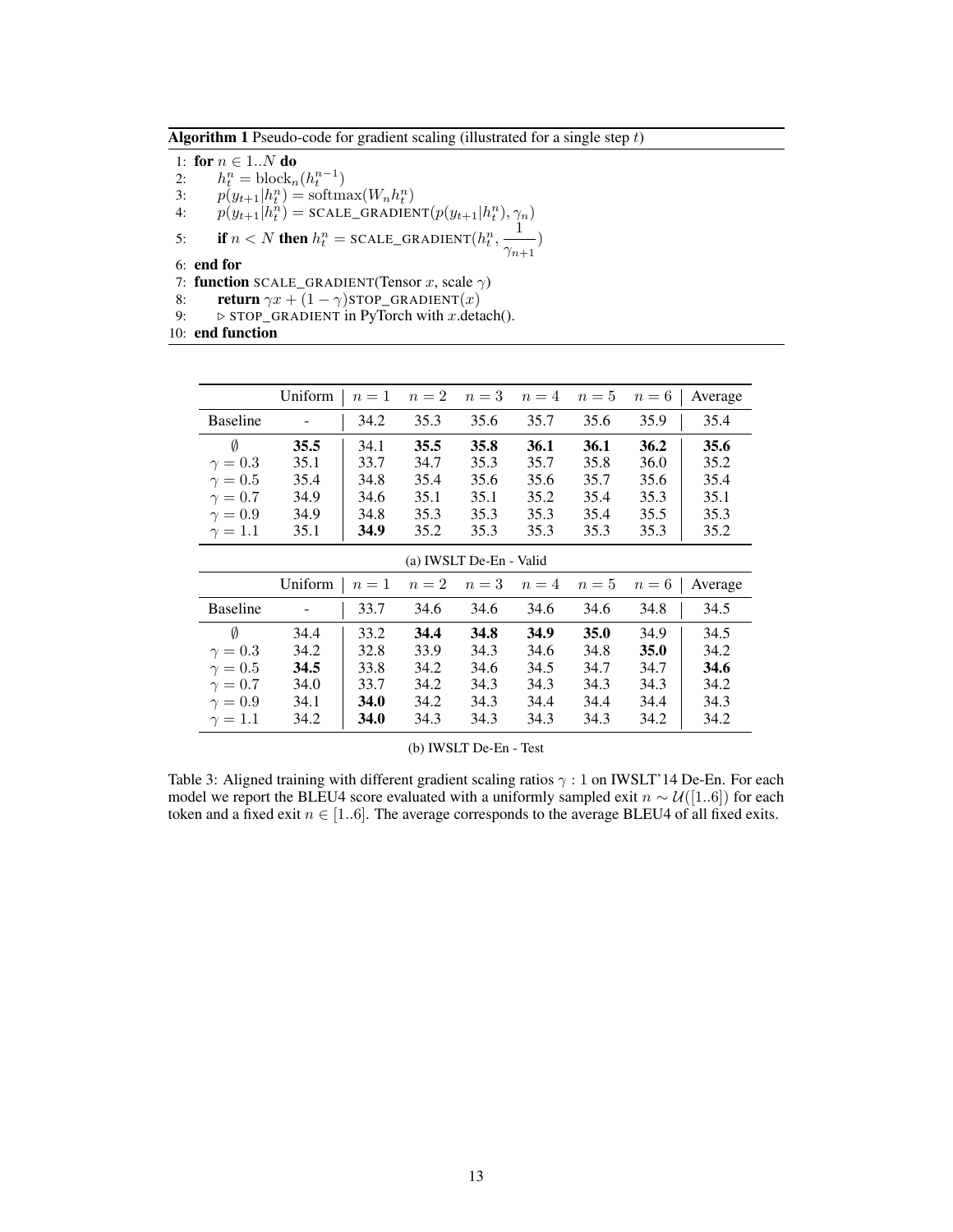**Algorithm 1** Pseudo-code for gradient scaling (illustrated for a single step $t$)

```
1: for n ∈ 1..N do
2:     h_t^n = block_n(h_t^{n-1})
3:     p(y_{t+1}|h_t^n) = softmax(W_n h_t^n)
4:     p(y_{t+1}|h_t^n) = SCALE_GRADIENT(p(y_{t+1}|h_t^n), γ_n)
5:     if n < N then h_t^n = SCALE_GRADIENT(h_t^n, 1/γ_{n+1})
6: end for
7: function SCALE_GRADIENT(Tensor x, scale γ)
8:     return γx + (1 − γ)STOP_GRADIENT(x)
9:     ▷ STOP_GRADIENT in PyTorch with x.detach().
10: end function
```

| | Uniform | $n=1$ | $n=2$ | $n=3$ | $n=4$ | $n=5$ | $n=6$ | Average |
|---|---|---|---|---|---|---|---|---|
| Baseline | - | 34.2 | 35.3 | 35.6 | 35.7 | 35.6 | 35.9 | 35.4 |
| $\emptyset$ | **35.5** | 34.1 | **35.5** | **35.8** | **36.1** | **36.1** | **36.2** | **35.6** |
| $\gamma=0.3$ | 35.1 | 33.7 | 34.7 | 35.3 | 35.7 | 35.8 | 36.0 | 35.2 |
| $\gamma=0.5$ | 35.4 | 34.8 | 35.4 | 35.6 | 35.6 | 35.7 | 35.6 | 35.4 |
| $\gamma=0.7$ | 34.9 | 34.6 | 35.1 | 35.1 | 35.2 | 35.4 | 35.3 | 35.1 |
| $\gamma=0.9$ | 34.9 | 34.8 | 35.3 | 35.3 | 35.3 | 35.4 | 35.5 | 35.3 |
| $\gamma=1.1$ | 35.1 | **34.9** | 35.2 | 35.3 | 35.3 | 35.3 | 35.3 | 35.2 |

(a) IWSLT De-En - Valid

| | Uniform | $n=1$ | $n=2$ | $n=3$ | $n=4$ | $n=5$ | $n=6$ | Average |
|---|---|---|---|---|---|---|---|---|
| Baseline | - | 33.7 | 34.6 | 34.6 | 34.6 | 34.6 | 34.8 | 34.5 |
| $\emptyset$ | 34.4 | 33.2 | **34.4** | **34.8** | **34.9** | **35.0** | 34.9 | 34.5 |
| $\gamma=0.3$ | 34.2 | 32.8 | 33.9 | 34.3 | 34.6 | 34.8 | **35.0** | 34.2 |
| $\gamma=0.5$ | **34.5** | 33.8 | 34.2 | 34.6 | 34.5 | 34.7 | 34.7 | **34.6** |
| $\gamma=0.7$ | 34.0 | 33.7 | 34.2 | 34.3 | 34.3 | 34.3 | 34.3 | 34.2 |
| $\gamma=0.9$ | 34.1 | **34.0** | 34.2 | 34.3 | 34.4 | 34.4 | 34.4 | 34.3 |
| $\gamma=1.1$ | 34.2 | **34.0** | 34.3 | 34.3 | 34.3 | 34.3 | 34.2 | 34.2 |

(b) IWSLT De-En - Test

Table 3: Aligned training with different gradient scaling ratios $\gamma : 1$ on IWSLT'14 De-En. For each model we report the BLEU4 score evaluated with a uniformly sampled exit $n \sim \mathcal{U}([1..6])$ for each token and a fixed exit $n \in [1..6]$. The average corresponds to the average BLEU4 of all fixed exits.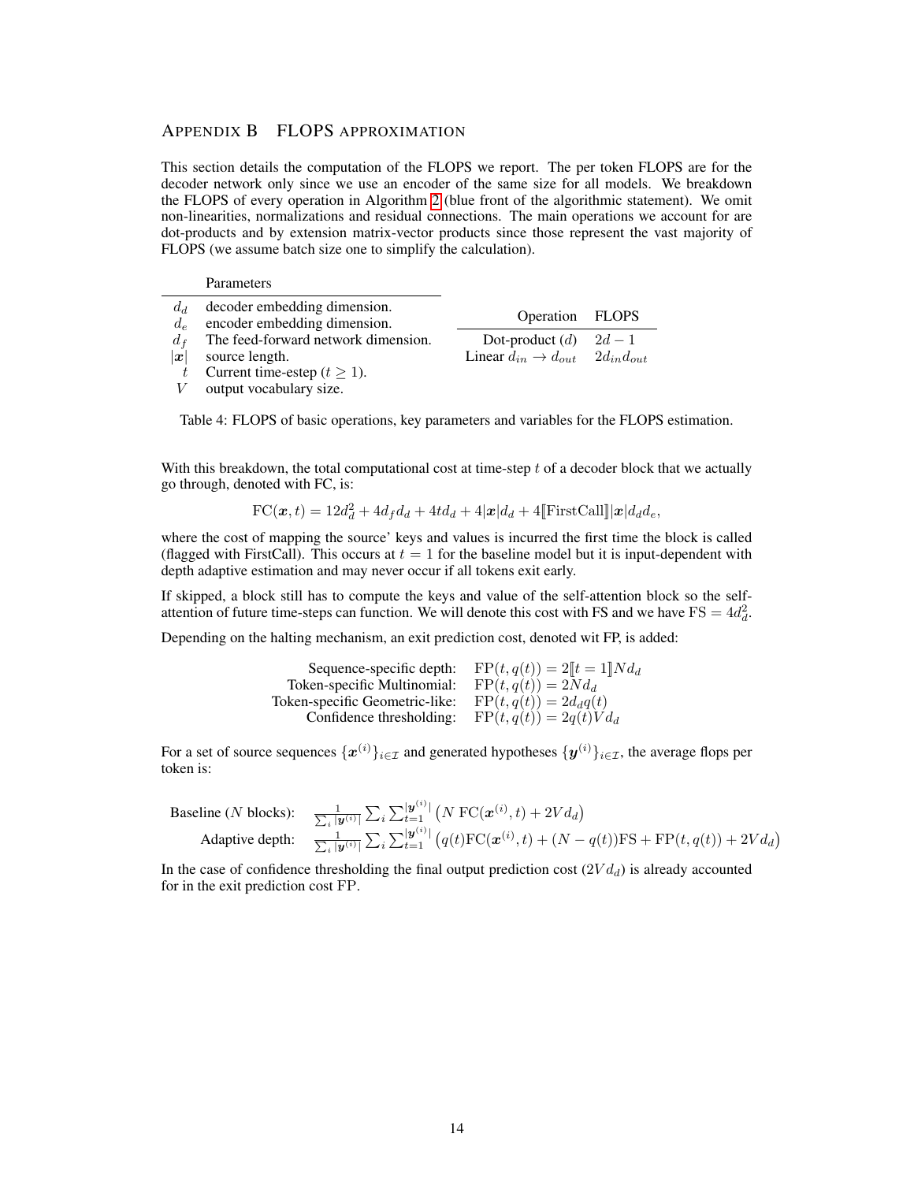## Appendix B FLOPS approximation

This section details the computation of the FLOPS we report. The per token FLOPS are for the decoder network only since we use an encoder of the same size for all models. We breakdown the FLOPS of every operation in Algorithm 2 (blue front of the algorithmic statement). We omit non-linearities, normalizations and residual connections. The main operations we account for are dot-products and by extension matrix-vector products since those represent the vast majority of FLOPS (we assume batch size one to simplify the calculation).

| | Parameters |
|---|---|
| $d_d$ | decoder embedding dimension. |
| $d_e$ | encoder embedding dimension. |
| $d_f$ | The feed-forward network dimension. |
| $\|\boldsymbol{x}\|$ | source length. |
| $t$ | Current time-estep ($t \geq 1$). |
| $V$ | output vocabulary size. |

| Operation | FLOPS |
|---|---|
| Dot-product ($d$) | $2d - 1$ |
| Linear $d_{in} \rightarrow d_{out}$ | $2d_{in}d_{out}$ |

Table 4: FLOPS of basic operations, key parameters and variables for the FLOPS estimation.

With this breakdown, the total computational cost at time-step $t$ of a decoder block that we actually go through, denoted with FC, is:

$$\text{FC}(\boldsymbol{x}, t) = 12d_d^2 + 4d_f d_d + 4td_d + 4|\boldsymbol{x}|d_d + 4[\![\text{FirstCall}]\!]|\boldsymbol{x}|d_d d_e,$$

where the cost of mapping the source' keys and values is incurred the first time the block is called (flagged with FirstCall). This occurs at $t = 1$ for the baseline model but it is input-dependent with depth adaptive estimation and may never occur if all tokens exit early.

If skipped, a block still has to compute the keys and value of the self-attention block so the self-attention of future time-steps can function. We will denote this cost with FS and we have $\text{FS} = 4d_d^2$.

Depending on the halting mechanism, an exit prediction cost, denoted wit FP, is added:

$$
\begin{aligned}
\text{Sequence-specific depth:} \quad & \text{FP}(t, q(t)) = 2[\![t = 1]\!]Nd_d \\
\text{Token-specific Multinomial:} \quad & \text{FP}(t, q(t)) = 2Nd_d \\
\text{Token-specific Geometric-like:} \quad & \text{FP}(t, q(t)) = 2d_d q(t) \\
\text{Confidence thresholding:} \quad & \text{FP}(t, q(t)) = 2q(t)Vd_d
\end{aligned}
$$

For a set of source sequences $\{\boldsymbol{x}^{(i)}\}_{i\in\mathcal{I}}$ and generated hypotheses $\{\boldsymbol{y}^{(i)}\}_{i\in\mathcal{I}}$, the average flops per token is:

$$
\begin{aligned}
\text{Baseline } (N \text{ blocks}): \quad & \frac{1}{\sum_i |\boldsymbol{y}^{(i)}|} \sum_i \sum_{t=1}^{|\boldsymbol{y}^{(i)}|} \left( N\,\text{FC}(\boldsymbol{x}^{(i)}, t) + 2Vd_d \right) \\
\text{Adaptive depth:} \quad & \frac{1}{\sum_i |\boldsymbol{y}^{(i)}|} \sum_i \sum_{t=1}^{|\boldsymbol{y}^{(i)}|} \left( q(t)\text{FC}(\boldsymbol{x}^{(i)}, t) + (N - q(t))\text{FS} + \text{FP}(t, q(t)) + 2Vd_d \right)
\end{aligned}
$$

In the case of confidence thresholding the final output prediction cost ($2Vd_d$) is already accounted for in the exit prediction cost FP.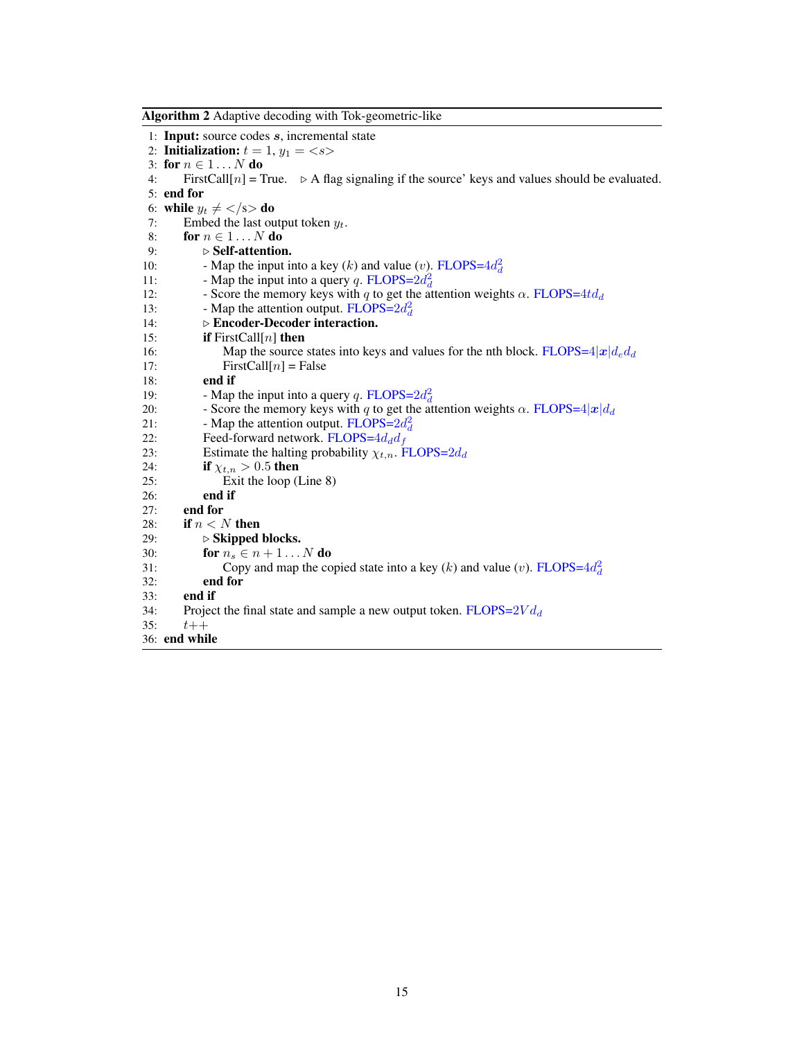**Algorithm 2** Adaptive decoding with Tok-geometric-like

```
1:  Input: source codes s, incremental state
2:  Initialization: t = 1, y_1 = <s>
3:  for n ∈ 1 ... N do
4:      FirstCall[n] = True.   ▷ A flag signaling if the source' keys and values should be evaluated.
5:  end for
6:  while y_t ≠ </s> do
7:      Embed the last output token y_t.
8:      for n ∈ 1 ... N do
9:          ▷ Self-attention.
10:         - Map the input into a key (k) and value (v). FLOPS=4d_d^2
11:         - Map the input into a query q. FLOPS=2d_d^2
12:         - Score the memory keys with q to get the attention weights α. FLOPS=4td_d
13:         - Map the attention output. FLOPS=2d_d^2
14:         ▷ Encoder-Decoder interaction.
15:         if FirstCall[n] then
16:             Map the source states into keys and values for the nth block. FLOPS=4|x|d_e d_d
17:             FirstCall[n] = False
18:         end if
19:         - Map the input into a query q. FLOPS=2d_d^2
20:         - Score the memory keys with q to get the attention weights α. FLOPS=4|x|d_d
21:         - Map the attention output. FLOPS=2d_d^2
22:         Feed-forward network. FLOPS=4d_d d_f
23:         Estimate the halting probability χ_{t,n}. FLOPS=2d_d
24:         if χ_{t,n} > 0.5 then
25:             Exit the loop (Line 8)
26:         end if
27:     end for
28:     if n < N then
29:         ▷ Skipped blocks.
30:         for n_s ∈ n+1 ... N do
31:             Copy and map the copied state into a key (k) and value (v). FLOPS=4d_d^2
32:         end for
33:     end if
34:     Project the final state and sample a new output token. FLOPS=2Vd_d
35:     t++
36: end while
```